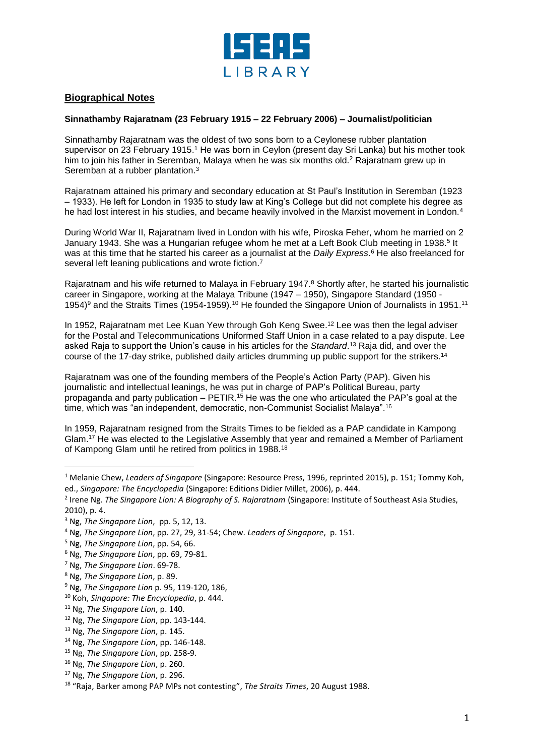## Biographical Notes

### Sinnathamby Rajaratnam (23 February 1915 – 22 February 2006) – Journalist/politician

Sinnathamby Rajaratnam was the oldest of two sons born to a Ceylonese rubber plantation supervisor on 23 February 1915.[1] He was born in Ceylon (present day Sri Lanka) but his mother took him to join his father in Seremban, Malaya when he was six months old.[2] Rajaratnam grew up in Seremban at a rubber plantation.[3]

Rajaratnam attained his primary and secondary education at St Paul's Institution in Seremban (1923 – 1933). He left for London in 1935 to study law at King's College but did not complete his degree as he had lost interest in his studies, and became heavily involved in the Marxist movement in London.[4]

During World War II, Rajaratnam lived in London with his wife, Piroska Feher, whom he married on 2 January 1943. She was a Hungarian refugee whom he met at a Left Book Club meeting in 1938.[5] It was at this time that he started his career as a journalist at the *Daily Express*.[6] He also freelanced for several left leaning publications and wrote fiction.[7]

Rajaratnam and his wife returned to Malaya in February 1947.[8] Shortly after, he started his journalistic career in Singapore, working at the Malaya Tribune (1947 – 1950), Singapore Standard (1950 - 1954)[9] and the Straits Times (1954-1959).[10] He founded the Singapore Union of Journalists in 1951.[11]

In 1952, Rajaratnam met Lee Kuan Yew through Goh Keng Swee.[12] Lee was then the legal adviser for the Postal and Telecommunications Uniformed Staff Union in a case related to a pay dispute. Lee asked Raja to support the Union's cause in his articles for the *Standard*.[13] Raja did, and over the course of the 17-day strike, published daily articles drumming up public support for the strikers.[14]

Rajaratnam was one of the founding members of the People's Action Party (PAP). Given his journalistic and intellectual leanings, he was put in charge of PAP's Political Bureau, party propaganda and party publication – PETIR.[15] He was the one who articulated the PAP's goal at the time, which was "an independent, democratic, non-Communist Socialist Malaya".[16]

In 1959, Rajaratnam resigned from the Straits Times to be fielded as a PAP candidate in Kampong Glam.[17] He was elected to the Legislative Assembly that year and remained a Member of Parliament of Kampong Glam until he retired from politics in 1988.[18]

---

[1] Melanie Chew, *Leaders of Singapore* (Singapore: Resource Press, 1996, reprinted 2015), p. 151; Tommy Koh, ed., *Singapore: The Encyclopedia* (Singapore: Editions Didier Millet, 2006), p. 444.

[2] Irene Ng. *The Singapore Lion: A Biography of S. Rajaratnam* (Singapore: Institute of Southeast Asia Studies, 2010), p. 4.

[3] Ng, *The Singapore Lion*, pp. 5, 12, 13.

[4] Ng, *The Singapore Lion*, pp. 27, 29, 31-54; Chew. *Leaders of Singapore*, p. 151.

[5] Ng, *The Singapore Lion*, pp. 54, 66.

[6] Ng, *The Singapore Lion*, pp. 69, 79-81.

[7] Ng, *The Singapore Lion*. 69-78.

[8] Ng, *The Singapore Lion*, p. 89.

[9] Ng, *The Singapore Lion* p. 95, 119-120, 186,

[10] Koh, *Singapore: The Encyclopedia*, p. 444.

[11] Ng, *The Singapore Lion*, p. 140.

[12] Ng, *The Singapore Lion*, pp. 143-144.

[13] Ng, *The Singapore Lion*, p. 145.

[14] Ng, *The Singapore Lion*, pp. 146-148.

[15] Ng, *The Singapore Lion*, pp. 258-9.

[16] Ng, *The Singapore Lion*, p. 260.

[17] Ng, *The Singapore Lion*, p. 296.

[18] "Raja, Barker among PAP MPs not contesting", *The Straits Times*, 20 August 1988.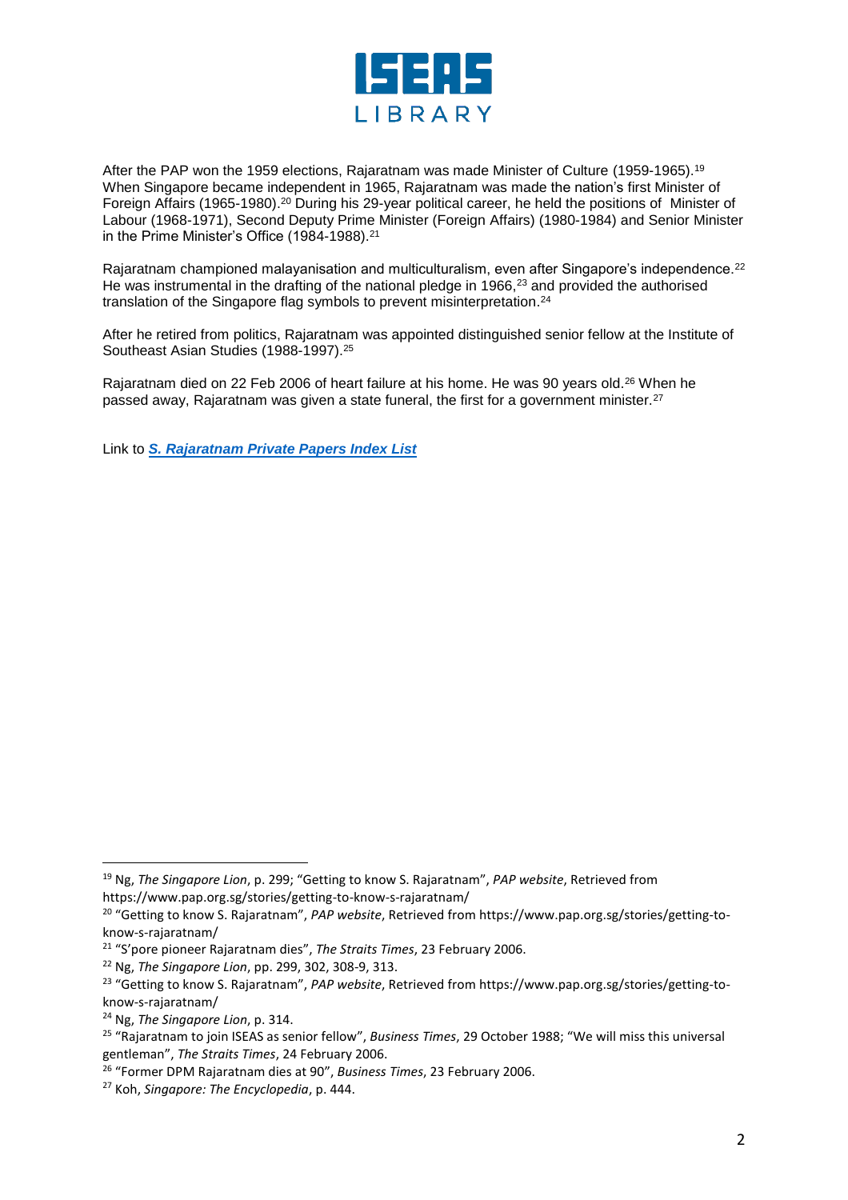After the PAP won the 1959 elections, Rajaratnam was made Minister of Culture (1959-1965).[19] When Singapore became independent in 1965, Rajaratnam was made the nation's first Minister of Foreign Affairs (1965-1980).[20] During his 29-year political career, he held the positions of Minister of Labour (1968-1971), Second Deputy Prime Minister (Foreign Affairs) (1980-1984) and Senior Minister in the Prime Minister's Office (1984-1988).[21]

Rajaratnam championed malayanisation and multiculturalism, even after Singapore's independence.[22] He was instrumental in the drafting of the national pledge in 1966,[23] and provided the authorised translation of the Singapore flag symbols to prevent misinterpretation.[24]

After he retired from politics, Rajaratnam was appointed distinguished senior fellow at the Institute of Southeast Asian Studies (1988-1997).[25]

Rajaratnam died on 22 Feb 2006 of heart failure at his home. He was 90 years old.[26] When he passed away, Rajaratnam was given a state funeral, the first for a government minister.[27]

Link to ***S. Rajaratnam Private Papers Index List***

---

[19] Ng, *The Singapore Lion*, p. 299; "Getting to know S. Rajaratnam", *PAP website*, Retrieved from https://www.pap.org.sg/stories/getting-to-know-s-rajaratnam/

[20] "Getting to know S. Rajaratnam", *PAP website*, Retrieved from https://www.pap.org.sg/stories/getting-to-know-s-rajaratnam/

[21] "S'pore pioneer Rajaratnam dies", *The Straits Times*, 23 February 2006.

[22] Ng, *The Singapore Lion*, pp. 299, 302, 308-9, 313.

[23] "Getting to know S. Rajaratnam", *PAP website*, Retrieved from https://www.pap.org.sg/stories/getting-to-know-s-rajaratnam/

[24] Ng, *The Singapore Lion*, p. 314.

[25] "Rajaratnam to join ISEAS as senior fellow", *Business Times*, 29 October 1988; "We will miss this universal gentleman", *The Straits Times*, 24 February 2006.

[26] "Former DPM Rajaratnam dies at 90", *Business Times*, 23 February 2006.

[27] Koh, *Singapore: The Encyclopedia*, p. 444.